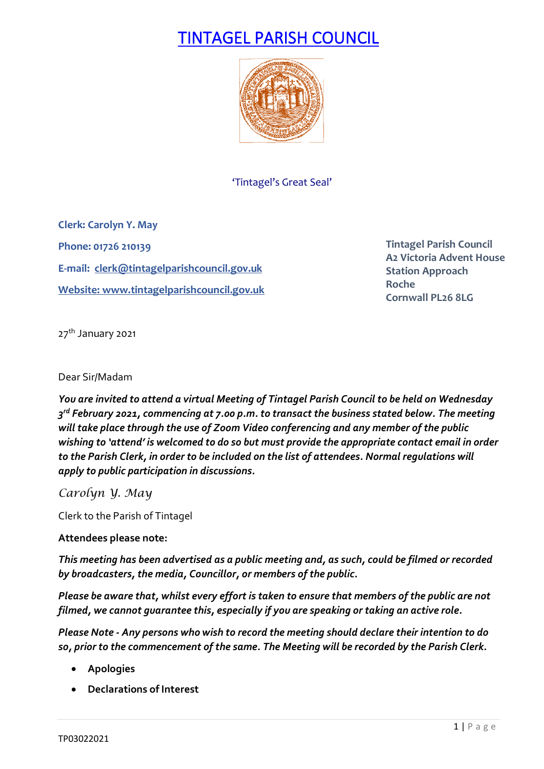# TINTAGEL PARISH COUNCIL

'Tintagel's Great Seal'

**Clerk: Carolyn Y. May**

**Phone: 01726 210139**

**E-mail: clerk@tintagelparishcouncil.gov.uk**

**Website: www.tintagelparishcouncil.gov.uk**

**Tintagel Parish Council**
**A2 Victoria Advent House**
**Station Approach**
**Roche**
**Cornwall PL26 8LG**

27th January 2021

Dear Sir/Madam

***You are invited to attend a virtual Meeting of Tintagel Parish Council to be held on Wednesday 3rd February 2021, commencing at 7.00 p.m. to transact the business stated below. The meeting will take place through the use of Zoom Video conferencing and any member of the public wishing to 'attend' is welcomed to do so but must provide the appropriate contact email in order to the Parish Clerk, in order to be included on the list of attendees. Normal regulations will apply to public participation in discussions.***

*Carolyn Y. May*

Clerk to the Parish of Tintagel

**Attendees please note:**

***This meeting has been advertised as a public meeting and, as such, could be filmed or recorded by broadcasters, the media, Councillor, or members of the public.***

***Please be aware that, whilst every effort is taken to ensure that members of the public are not filmed, we cannot guarantee this, especially if you are speaking or taking an active role.***

***Please Note - Any persons who wish to record the meeting should declare their intention to do so, prior to the commencement of the same. The Meeting will be recorded by the Parish Clerk.***

- **Apologies**
- **Declarations of Interest**

TP03022021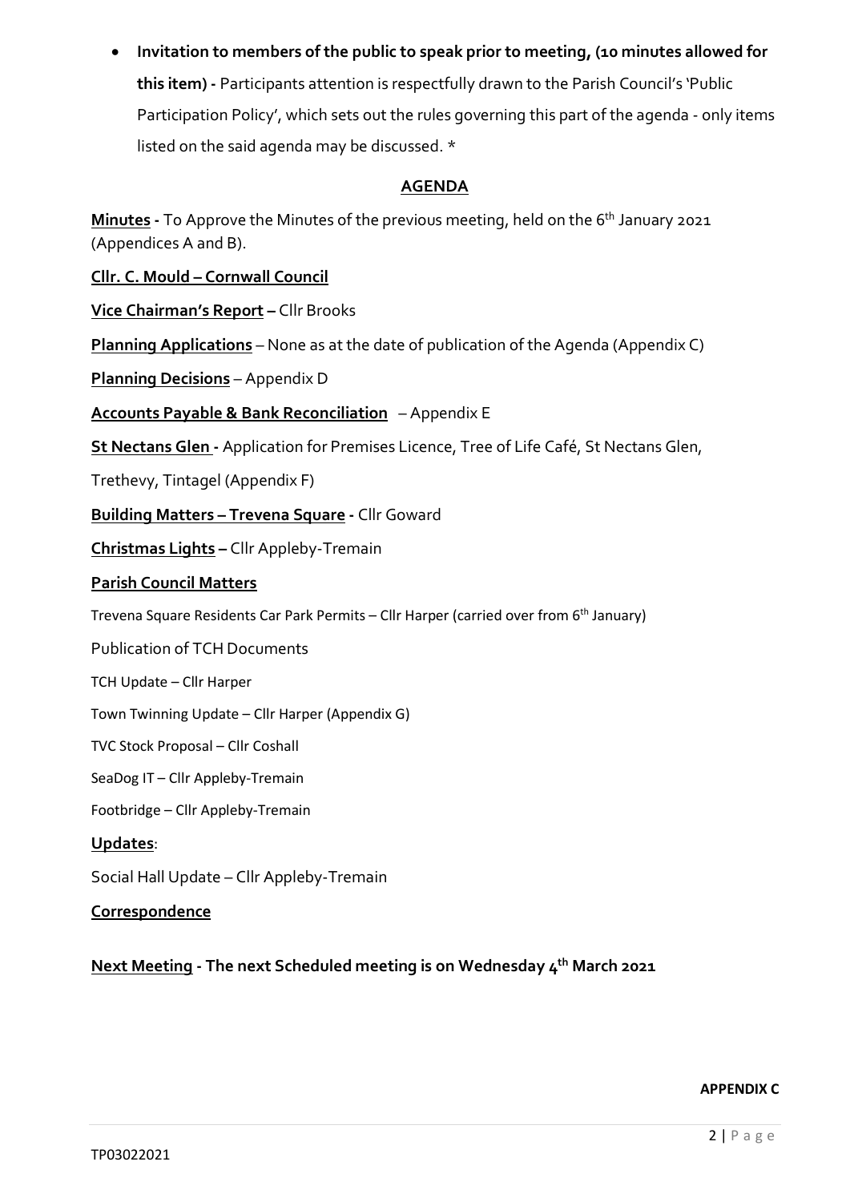- **Invitation to members of the public to speak prior to meeting, (10 minutes allowed for this item) -** Participants attention is respectfully drawn to the Parish Council's 'Public Participation Policy', which sets out the rules governing this part of the agenda - only items listed on the said agenda may be discussed. *

## AGENDA

**Minutes -** To Approve the Minutes of the previous meeting, held on the 6th January 2021 (Appendices A and B).

**Cllr. C. Mould – Cornwall Council**

**Vice Chairman's Report –** Cllr Brooks

**Planning Applications** – None as at the date of publication of the Agenda (Appendix C)

**Planning Decisions** – Appendix D

**Accounts Payable & Bank Reconciliation** – Appendix E

**St Nectans Glen -** Application for Premises Licence, Tree of Life Café, St Nectans Glen, Trethevy, Tintagel (Appendix F)

**Building Matters – Trevena Square -** Cllr Goward

**Christmas Lights –** Cllr Appleby-Tremain

**Parish Council Matters**

Trevena Square Residents Car Park Permits – Cllr Harper (carried over from 6th January)

Publication of TCH Documents

TCH Update – Cllr Harper

Town Twinning Update – Cllr Harper (Appendix G)

TVC Stock Proposal – Cllr Coshall

SeaDog IT – Cllr Appleby-Tremain

Footbridge – Cllr Appleby-Tremain

**Updates**:

Social Hall Update – Cllr Appleby-Tremain

**Correspondence**

**Next Meeting - The next Scheduled meeting is on Wednesday 4th March 2021**

**APPENDIX C**

TP03022021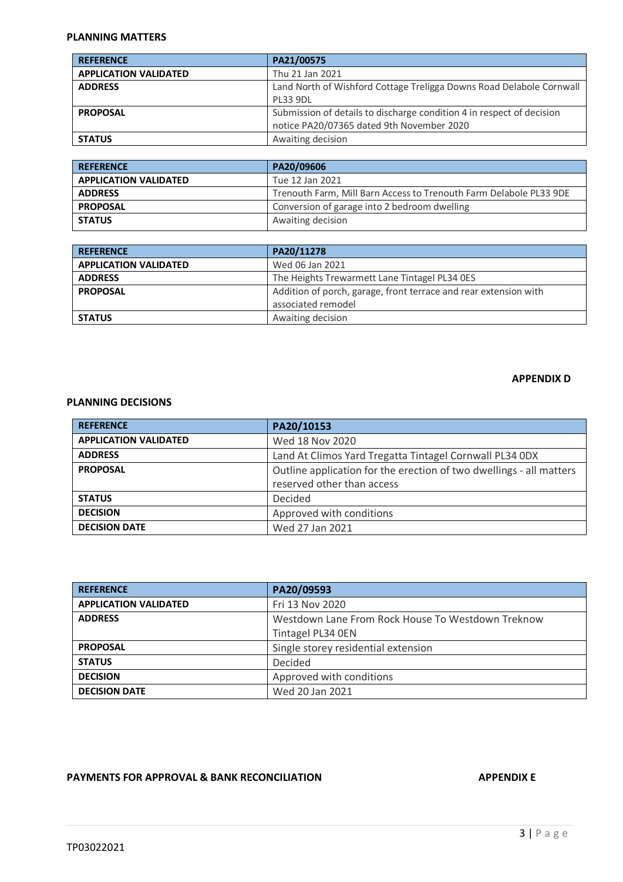**PLANNING MATTERS**

| REFERENCE | PA21/00575 |
|---|---|
| APPLICATION VALIDATED | Thu 21 Jan 2021 |
| ADDRESS | Land North of Wishford Cottage Treligga Downs Road Delabole Cornwall PL33 9DL |
| PROPOSAL | Submission of details to discharge condition 4 in respect of decision notice PA20/07365 dated 9th November 2020 |
| STATUS | Awaiting decision |

| REFERENCE | PA20/09606 |
|---|---|
| APPLICATION VALIDATED | Tue 12 Jan 2021 |
| ADDRESS | Trenouth Farm, Mill Barn Access to Trenouth Farm Delabole PL33 9DE |
| PROPOSAL | Conversion of garage into 2 bedroom dwelling |
| STATUS | Awaiting decision |

| REFERENCE | PA20/11278 |
|---|---|
| APPLICATION VALIDATED | Wed 06 Jan 2021 |
| ADDRESS | The Heights Trewarmett Lane Tintagel PL34 0ES |
| PROPOSAL | Addition of porch, garage, front terrace and rear extension with associated remodel |
| STATUS | Awaiting decision |

**APPENDIX D**

**PLANNING DECISIONS**

| REFERENCE | PA20/10153 |
|---|---|
| APPLICATION VALIDATED | Wed 18 Nov 2020 |
| ADDRESS | Land At Climos Yard Tregatta Tintagel Cornwall PL34 0DX |
| PROPOSAL | Outline application for the erection of two dwellings - all matters reserved other than access |
| STATUS | Decided |
| DECISION | Approved with conditions |
| DECISION DATE | Wed 27 Jan 2021 |

| REFERENCE | PA20/09593 |
|---|---|
| APPLICATION VALIDATED | Fri 13 Nov 2020 |
| ADDRESS | Westdown Lane From Rock House To Westdown Treknow Tintagel PL34 0EN |
| PROPOSAL | Single storey residential extension |
| STATUS | Decided |
| DECISION | Approved with conditions |
| DECISION DATE | Wed 20 Jan 2021 |

**PAYMENTS FOR APPROVAL & BANK RECONCILIATION** **APPENDIX E**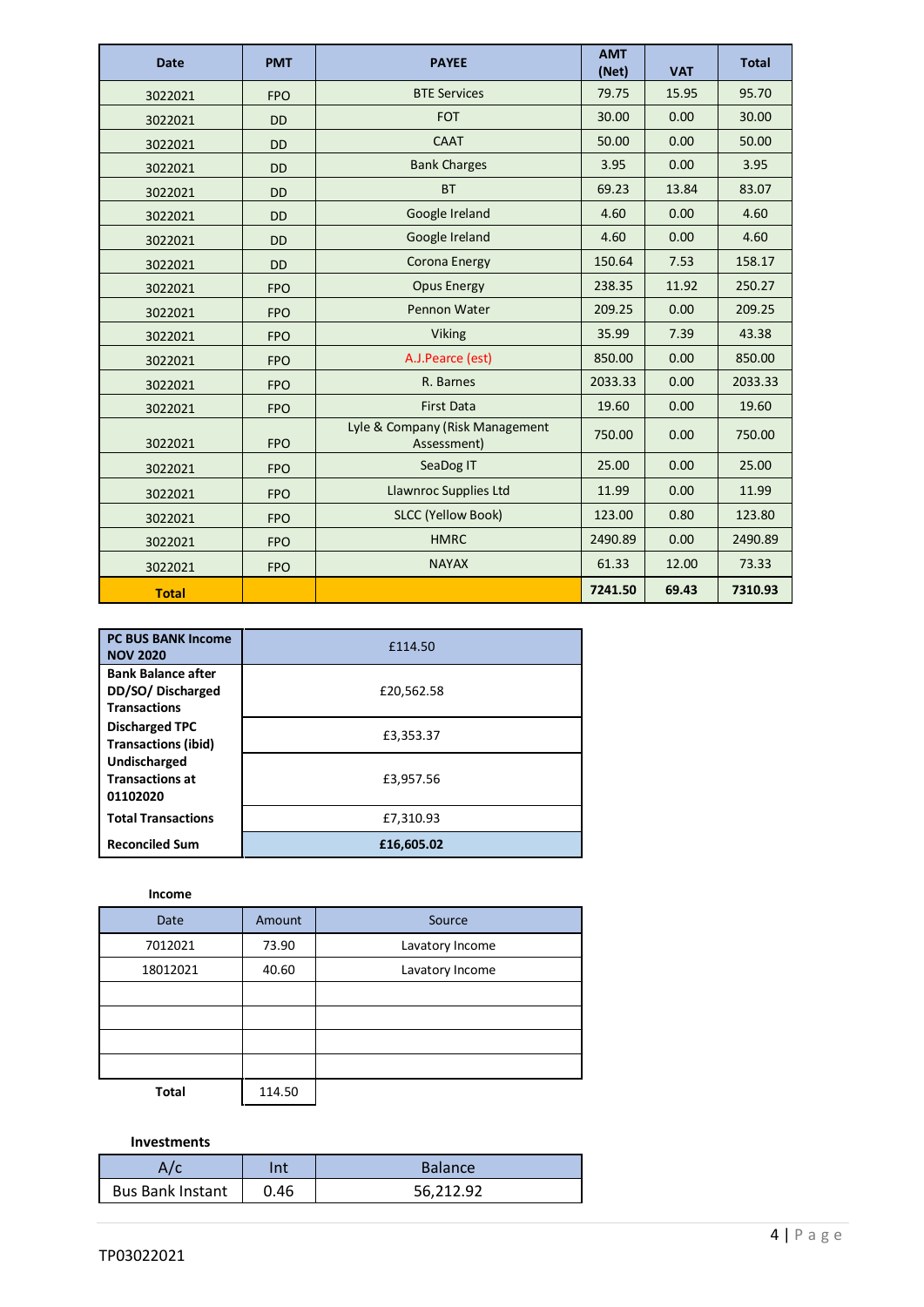| Date | PMT | PAYEE | AMT (Net) | VAT | Total |
|---|---|---|---|---|---|
| 3022021 | FPO | BTE Services | 79.75 | 15.95 | 95.70 |
| 3022021 | DD | FOT | 30.00 | 0.00 | 30.00 |
| 3022021 | DD | CAAT | 50.00 | 0.00 | 50.00 |
| 3022021 | DD | Bank Charges | 3.95 | 0.00 | 3.95 |
| 3022021 | DD | BT | 69.23 | 13.84 | 83.07 |
| 3022021 | DD | Google Ireland | 4.60 | 0.00 | 4.60 |
| 3022021 | DD | Google Ireland | 4.60 | 0.00 | 4.60 |
| 3022021 | DD | Corona Energy | 150.64 | 7.53 | 158.17 |
| 3022021 | FPO | Opus Energy | 238.35 | 11.92 | 250.27 |
| 3022021 | FPO | Pennon Water | 209.25 | 0.00 | 209.25 |
| 3022021 | FPO | Viking | 35.99 | 7.39 | 43.38 |
| 3022021 | FPO | A.J.Pearce (est) | 850.00 | 0.00 | 850.00 |
| 3022021 | FPO | R. Barnes | 2033.33 | 0.00 | 2033.33 |
| 3022021 | FPO | First Data | 19.60 | 0.00 | 19.60 |
| 3022021 | FPO | Lyle & Company (Risk Management Assessment) | 750.00 | 0.00 | 750.00 |
| 3022021 | FPO | SeaDog IT | 25.00 | 0.00 | 25.00 |
| 3022021 | FPO | Llawnroc Supplies Ltd | 11.99 | 0.00 | 11.99 |
| 3022021 | FPO | SLCC (Yellow Book) | 123.00 | 0.80 | 123.80 |
| 3022021 | FPO | HMRC | 2490.89 | 0.00 | 2490.89 |
| 3022021 | FPO | NAYAX | 61.33 | 12.00 | 73.33 |
| **Total** | | | **7241.50** | **69.43** | **7310.93** |

| **PC BUS BANK Income NOV 2020** | £114.50 |
|---|---|
| **Bank Balance after DD/SO/ Discharged Transactions** | £20,562.58 |
| **Discharged TPC Transactions (ibid)** | £3,353.37 |
| **Undischarged Transactions at 01102020** | £3,957.56 |
| **Total Transactions** | £7,310.93 |
| **Reconciled Sum** | **£16,605.02** |

**Income**

| Date | Amount | Source |
|---|---|---|
| 7012021 | 73.90 | Lavatory Income |
| 18012021 | 40.60 | Lavatory Income |
| | | |
| | | |
| | | |
| | | |
| **Total** | 114.50 | |

**Investments**

| A/c | Int | Balance |
|---|---|---|
| Bus Bank Instant | 0.46 | 56,212.92 |

TP03022021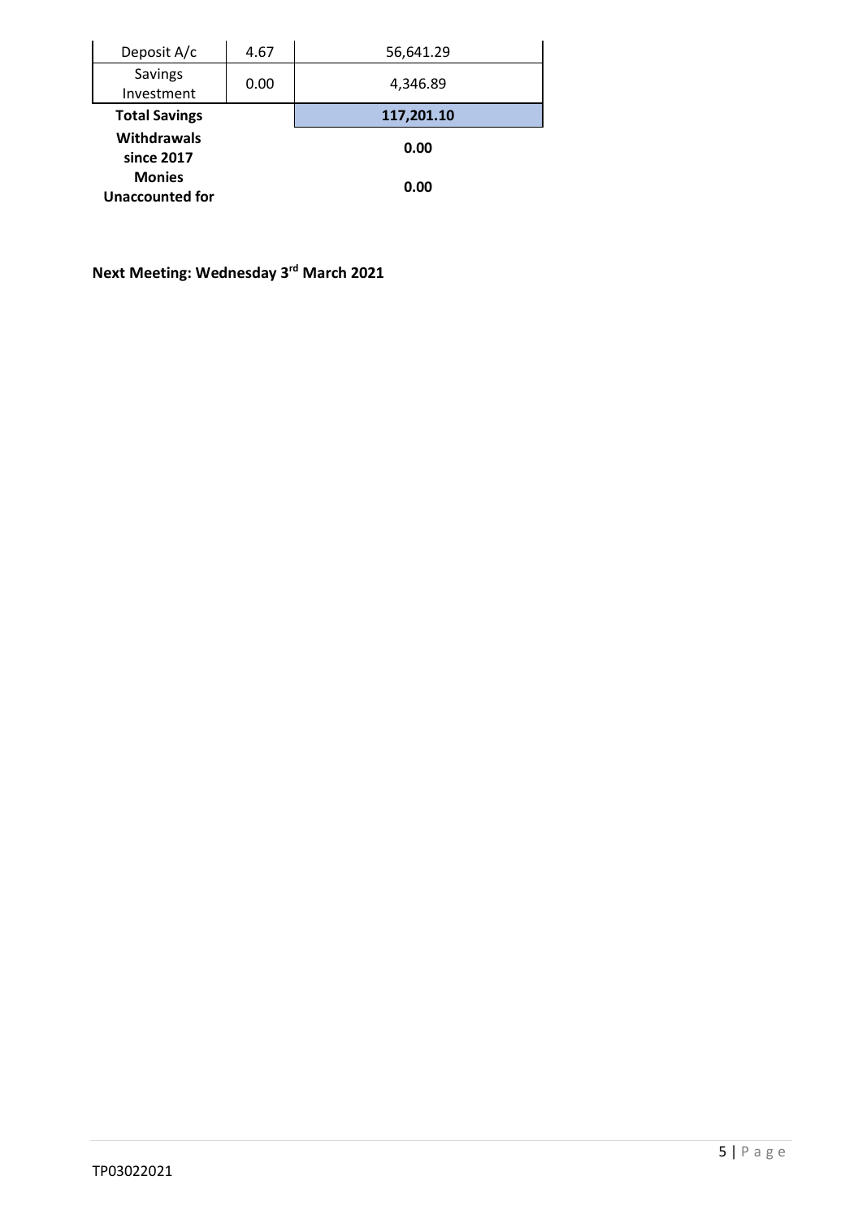| | | |
|---|---|---|
| Deposit A/c | 4.67 | 56,641.29 |
| Savings Investment | 0.00 | 4,346.89 |
| **Total Savings** | | **117,201.10** |
| **Withdrawals since 2017** | | **0.00** |
| **Monies Unaccounted for** | | **0.00** |

**Next Meeting: Wednesday 3rd March 2021**

TP03022021